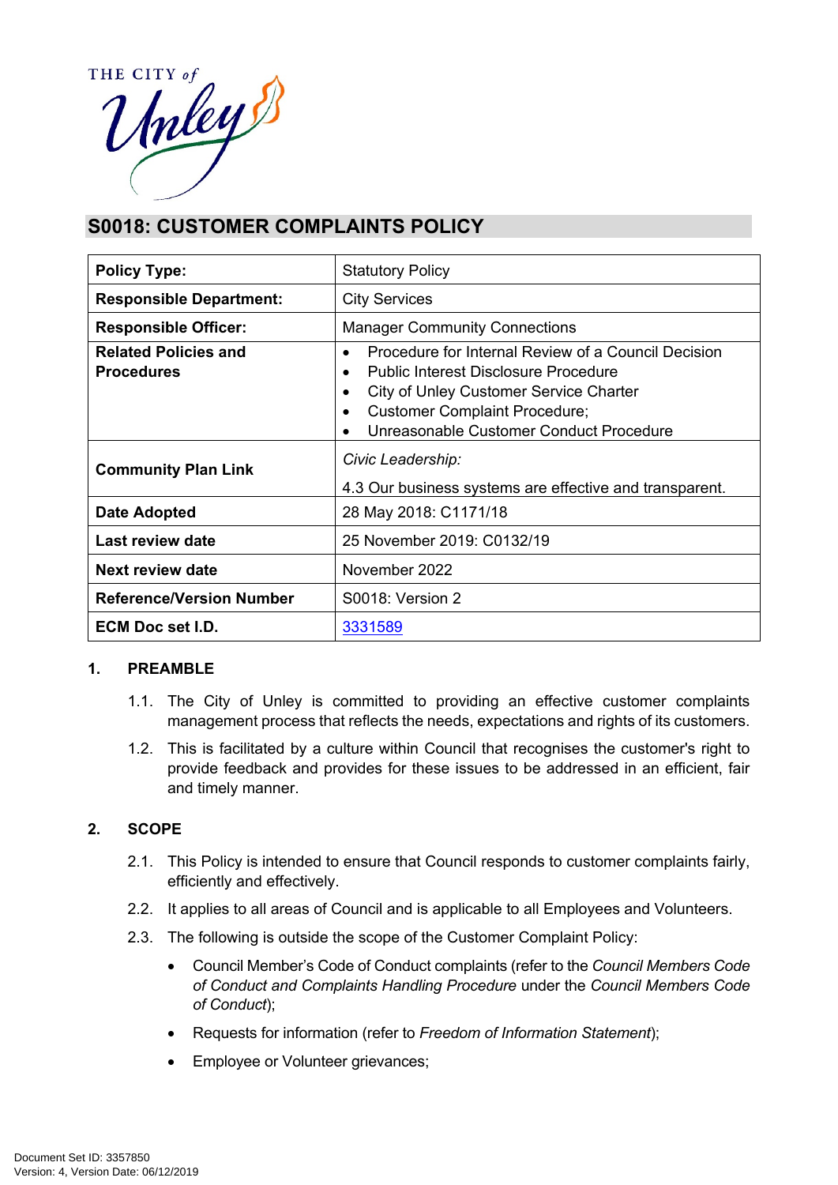# S0018: CUSTOMER COMPLAINTS POLICY

| Policy Type: | Statutory Policy |
|---|---|
| Responsible Department: | City Services |
| Responsible Officer: | Manager Community Connections |
| Related Policies and Procedures | • Procedure for Internal Review of a Council Decision<br>• Public Interest Disclosure Procedure<br>• City of Unley Customer Service Charter<br>• Customer Complaint Procedure;<br>• Unreasonable Customer Conduct Procedure |
| Community Plan Link | *Civic Leadership:*<br>4.3 Our business systems are effective and transparent. |
| Date Adopted | 28 May 2018: C1171/18 |
| Last review date | 25 November 2019: C0132/19 |
| Next review date | November 2022 |
| Reference/Version Number | S0018: Version 2 |
| ECM Doc set I.D. | 3331589 |

## 1. PREAMBLE

1.1. The City of Unley is committed to providing an effective customer complaints management process that reflects the needs, expectations and rights of its customers.

1.2. This is facilitated by a culture within Council that recognises the customer's right to provide feedback and provides for these issues to be addressed in an efficient, fair and timely manner.

## 2. SCOPE

2.1. This Policy is intended to ensure that Council responds to customer complaints fairly, efficiently and effectively.

2.2. It applies to all areas of Council and is applicable to all Employees and Volunteers.

2.3. The following is outside the scope of the Customer Complaint Policy:

- Council Member's Code of Conduct complaints (refer to the *Council Members Code of Conduct and Complaints Handling Procedure* under the *Council Members Code of Conduct*);
- Requests for information (refer to *Freedom of Information Statement*);
- Employee or Volunteer grievances;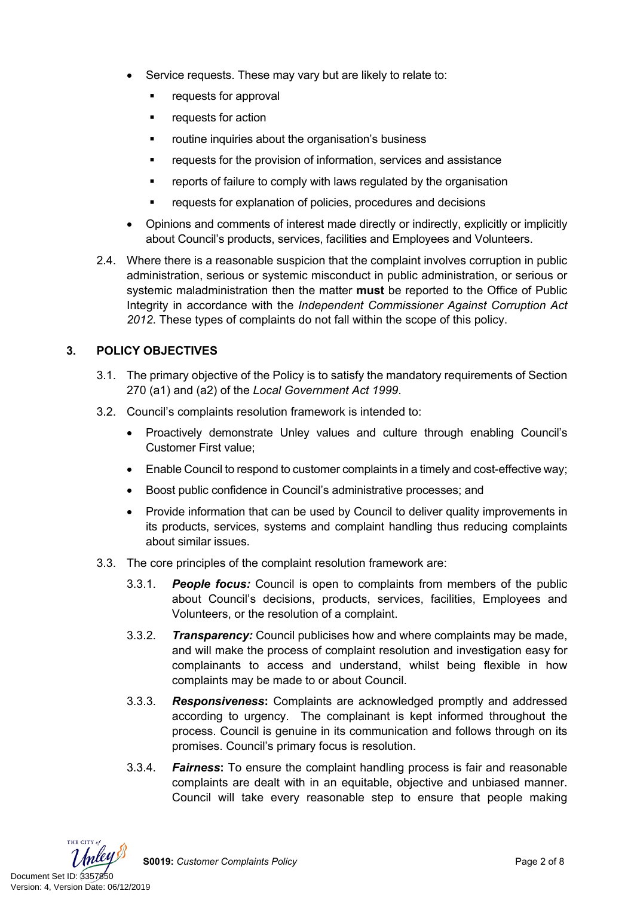- Service requests. These may vary but are likely to relate to:
  - requests for approval
  - requests for action
  - routine inquiries about the organisation's business
  - requests for the provision of information, services and assistance
  - reports of failure to comply with laws regulated by the organisation
  - requests for explanation of policies, procedures and decisions
- Opinions and comments of interest made directly or indirectly, explicitly or implicitly about Council's products, services, facilities and Employees and Volunteers.

2.4. Where there is a reasonable suspicion that the complaint involves corruption in public administration, serious or systemic misconduct in public administration, or serious or systemic maladministration then the matter **must** be reported to the Office of Public Integrity in accordance with the *Independent Commissioner Against Corruption Act 2012*. These types of complaints do not fall within the scope of this policy.

## 3. POLICY OBJECTIVES

3.1. The primary objective of the Policy is to satisfy the mandatory requirements of Section 270 (a1) and (a2) of the *Local Government Act 1999*.

3.2. Council's complaints resolution framework is intended to:

- Proactively demonstrate Unley values and culture through enabling Council's Customer First value;
- Enable Council to respond to customer complaints in a timely and cost-effective way;
- Boost public confidence in Council's administrative processes; and
- Provide information that can be used by Council to deliver quality improvements in its products, services, systems and complaint handling thus reducing complaints about similar issues.

3.3. The core principles of the complaint resolution framework are:

3.3.1. ***People focus:*** Council is open to complaints from members of the public about Council's decisions, products, services, facilities, Employees and Volunteers, or the resolution of a complaint.

3.3.2. ***Transparency:*** Council publicises how and where complaints may be made, and will make the process of complaint resolution and investigation easy for complainants to access and understand, whilst being flexible in how complaints may be made to or about Council.

3.3.3. ***Responsiveness*:** Complaints are acknowledged promptly and addressed according to urgency. The complainant is kept informed throughout the process. Council is genuine in its communication and follows through on its promises. Council's primary focus is resolution.

3.3.4. ***Fairness*:** To ensure the complaint handling process is fair and reasonable complaints are dealt with in an equitable, objective and unbiased manner. Council will take every reasonable step to ensure that people making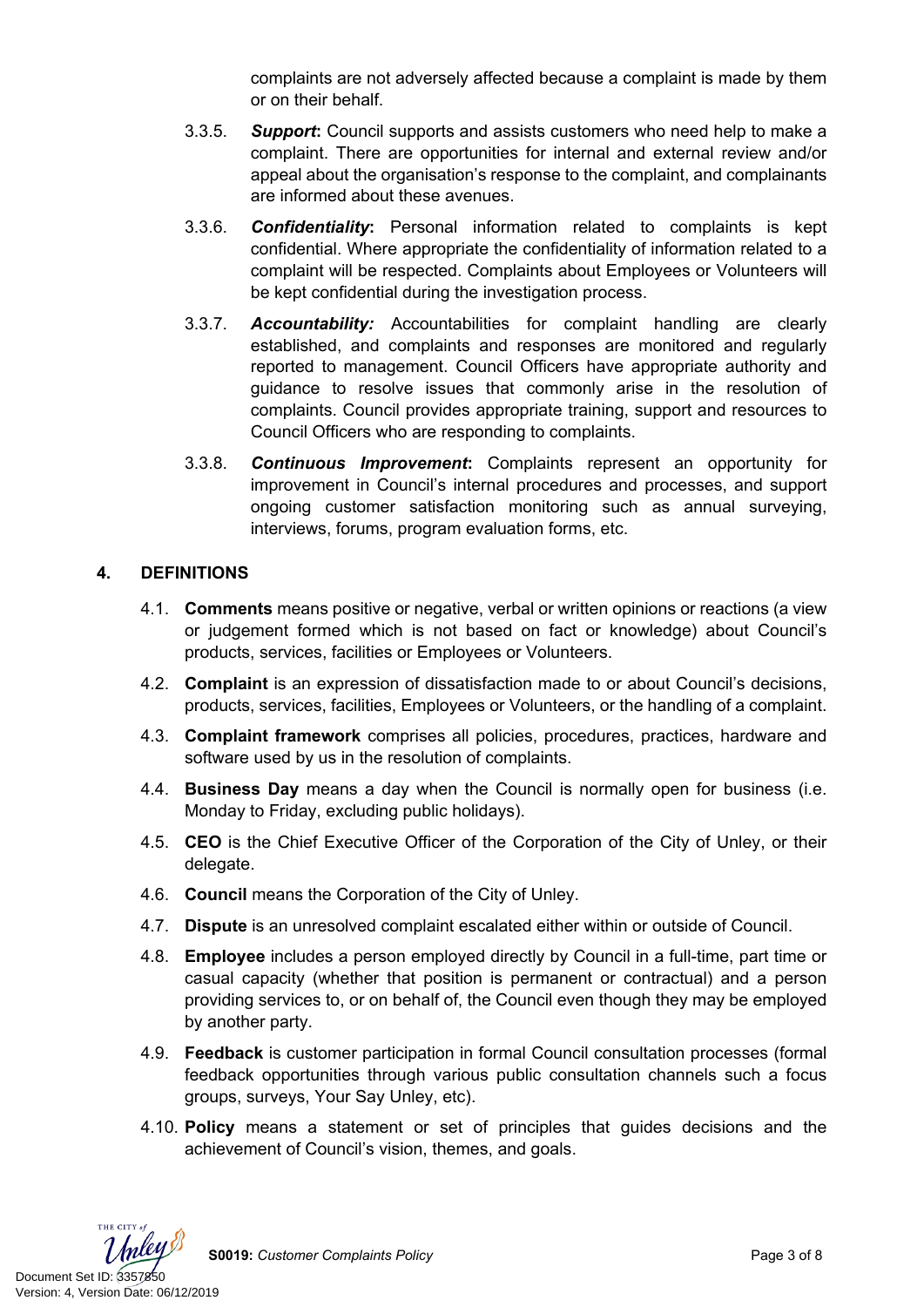complaints are not adversely affected because a complaint is made by them or on their behalf.

3.3.5. ***Support*:** Council supports and assists customers who need help to make a complaint. There are opportunities for internal and external review and/or appeal about the organisation's response to the complaint, and complainants are informed about these avenues.

3.3.6. ***Confidentiality*:** Personal information related to complaints is kept confidential. Where appropriate the confidentiality of information related to a complaint will be respected. Complaints about Employees or Volunteers will be kept confidential during the investigation process.

3.3.7. ***Accountability:*** Accountabilities for complaint handling are clearly established, and complaints and responses are monitored and regularly reported to management. Council Officers have appropriate authority and guidance to resolve issues that commonly arise in the resolution of complaints. Council provides appropriate training, support and resources to Council Officers who are responding to complaints.

3.3.8. ***Continuous Improvement*:** Complaints represent an opportunity for improvement in Council's internal procedures and processes, and support ongoing customer satisfaction monitoring such as annual surveying, interviews, forums, program evaluation forms, etc.

## 4. DEFINITIONS

4.1. **Comments** means positive or negative, verbal or written opinions or reactions (a view or judgement formed which is not based on fact or knowledge) about Council's products, services, facilities or Employees or Volunteers.

4.2. **Complaint** is an expression of dissatisfaction made to or about Council's decisions, products, services, facilities, Employees or Volunteers, or the handling of a complaint.

4.3. **Complaint framework** comprises all policies, procedures, practices, hardware and software used by us in the resolution of complaints.

4.4. **Business Day** means a day when the Council is normally open for business (i.e. Monday to Friday, excluding public holidays).

4.5. **CEO** is the Chief Executive Officer of the Corporation of the City of Unley, or their delegate.

4.6. **Council** means the Corporation of the City of Unley.

4.7. **Dispute** is an unresolved complaint escalated either within or outside of Council.

4.8. **Employee** includes a person employed directly by Council in a full-time, part time or casual capacity (whether that position is permanent or contractual) and a person providing services to, or on behalf of, the Council even though they may be employed by another party.

4.9. **Feedback** is customer participation in formal Council consultation processes (formal feedback opportunities through various public consultation channels such a focus groups, surveys, Your Say Unley, etc).

4.10. **Policy** means a statement or set of principles that guides decisions and the achievement of Council's vision, themes, and goals.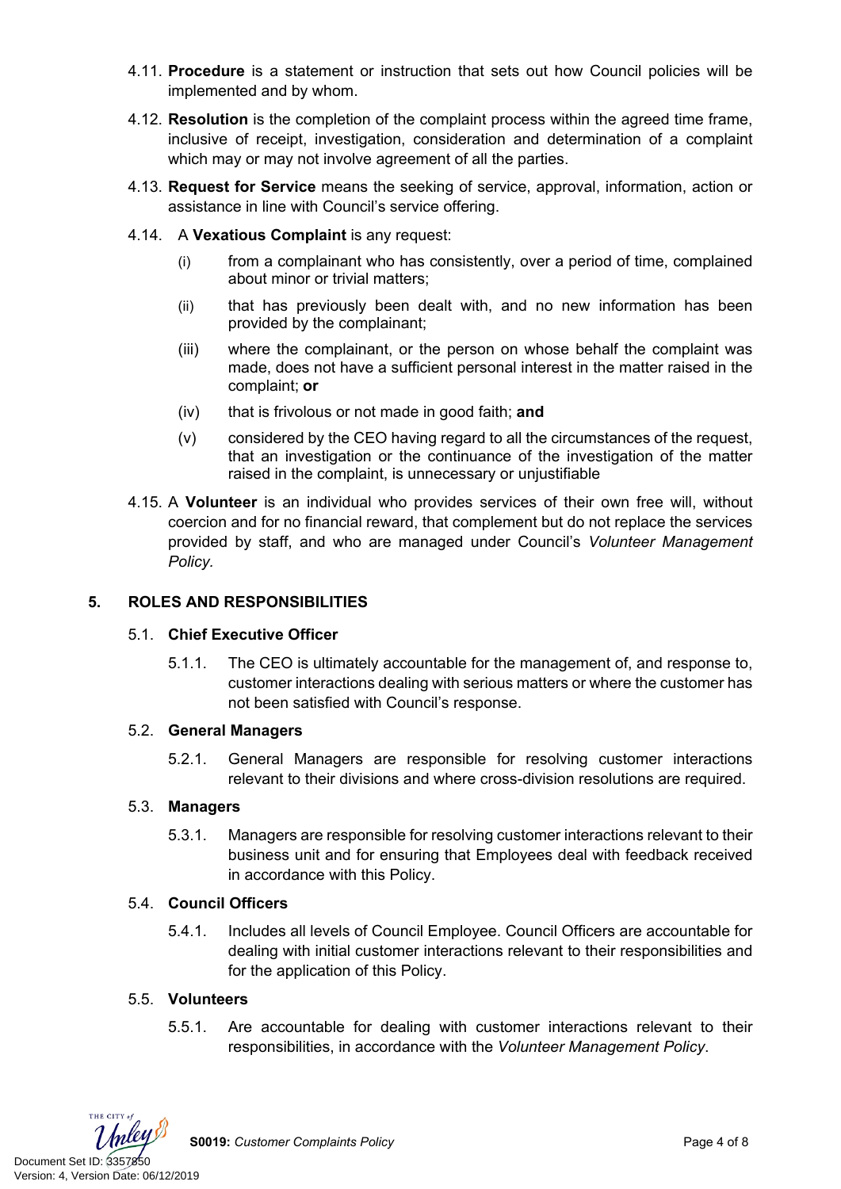4.11. **Procedure** is a statement or instruction that sets out how Council policies will be implemented and by whom.

4.12. **Resolution** is the completion of the complaint process within the agreed time frame, inclusive of receipt, investigation, consideration and determination of a complaint which may or may not involve agreement of all the parties.

4.13. **Request for Service** means the seeking of service, approval, information, action or assistance in line with Council's service offering.

4.14. A **Vexatious Complaint** is any request:

(i) from a complainant who has consistently, over a period of time, complained about minor or trivial matters;

(ii) that has previously been dealt with, and no new information has been provided by the complainant;

(iii) where the complainant, or the person on whose behalf the complaint was made, does not have a sufficient personal interest in the matter raised in the complaint; **or**

(iv) that is frivolous or not made in good faith; **and**

(v) considered by the CEO having regard to all the circumstances of the request, that an investigation or the continuance of the investigation of the matter raised in the complaint, is unnecessary or unjustifiable

4.15. A **Volunteer** is an individual who provides services of their own free will, without coercion and for no financial reward, that complement but do not replace the services provided by staff, and who are managed under Council's *Volunteer Management Policy.*

## 5. ROLES AND RESPONSIBILITIES

### 5.1. Chief Executive Officer

5.1.1. The CEO is ultimately accountable for the management of, and response to, customer interactions dealing with serious matters or where the customer has not been satisfied with Council's response.

### 5.2. General Managers

5.2.1. General Managers are responsible for resolving customer interactions relevant to their divisions and where cross-division resolutions are required.

### 5.3. Managers

5.3.1. Managers are responsible for resolving customer interactions relevant to their business unit and for ensuring that Employees deal with feedback received in accordance with this Policy.

### 5.4. Council Officers

5.4.1. Includes all levels of Council Employee. Council Officers are accountable for dealing with initial customer interactions relevant to their responsibilities and for the application of this Policy.

### 5.5. Volunteers

5.5.1. Are accountable for dealing with customer interactions relevant to their responsibilities, in accordance with the *Volunteer Management Policy*.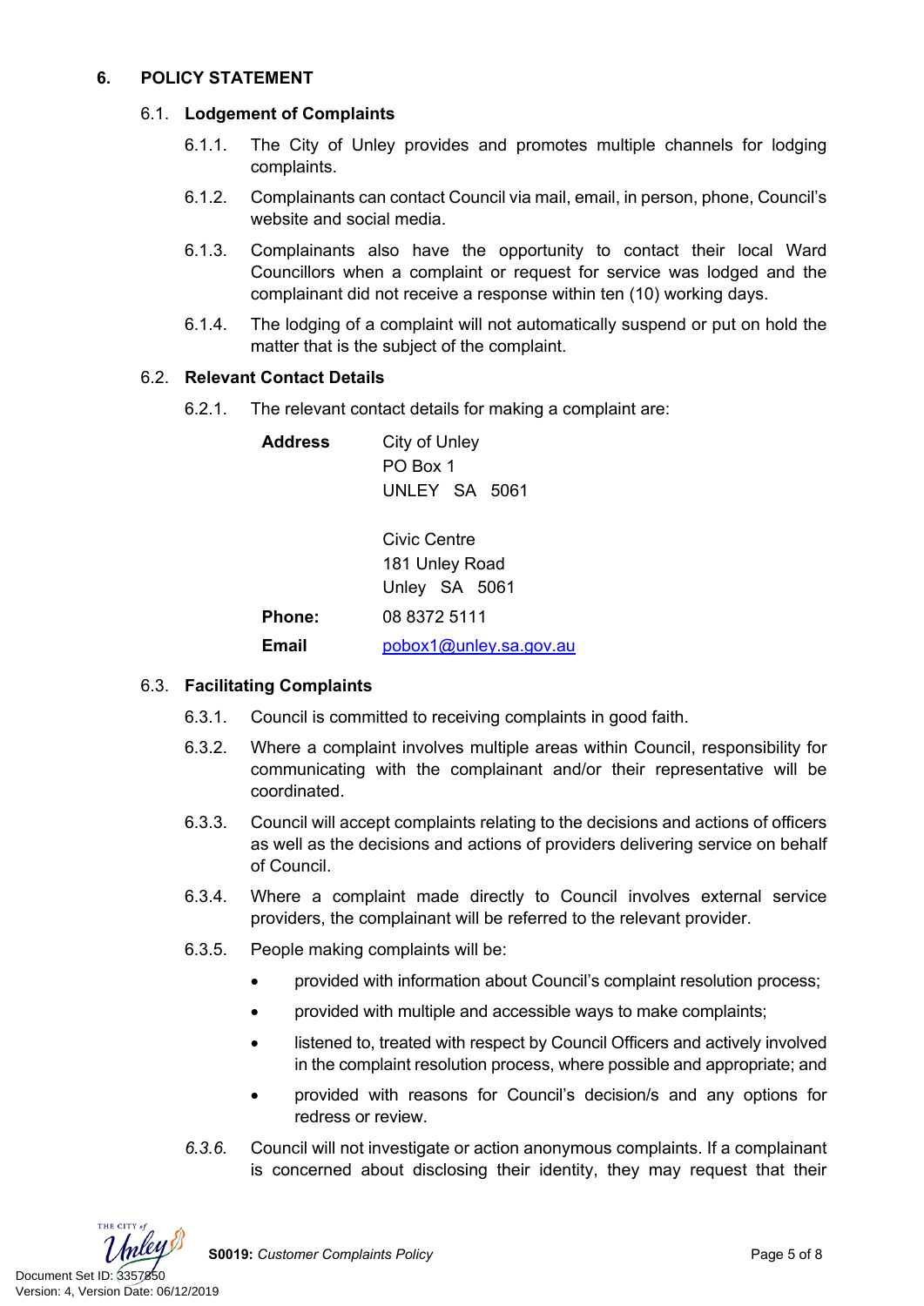## 6. POLICY STATEMENT

### 6.1. Lodgement of Complaints

6.1.1. The City of Unley provides and promotes multiple channels for lodging complaints.

6.1.2. Complainants can contact Council via mail, email, in person, phone, Council's website and social media.

6.1.3. Complainants also have the opportunity to contact their local Ward Councillors when a complaint or request for service was lodged and the complainant did not receive a response within ten (10) working days.

6.1.4. The lodging of a complaint will not automatically suspend or put on hold the matter that is the subject of the complaint.

### 6.2. Relevant Contact Details

6.2.1. The relevant contact details for making a complaint are:

| | |
|---|---|
| **Address** | City of Unley<br>PO Box 1<br>UNLEY SA 5061<br><br>Civic Centre<br>181 Unley Road<br>Unley SA 5061 |
| **Phone:** | 08 8372 5111 |
| **Email** | pobox1@unley.sa.gov.au |

### 6.3. Facilitating Complaints

6.3.1. Council is committed to receiving complaints in good faith.

6.3.2. Where a complaint involves multiple areas within Council, responsibility for communicating with the complainant and/or their representative will be coordinated.

6.3.3. Council will accept complaints relating to the decisions and actions of officers as well as the decisions and actions of providers delivering service on behalf of Council.

6.3.4. Where a complaint made directly to Council involves external service providers, the complainant will be referred to the relevant provider.

6.3.5. People making complaints will be:

- provided with information about Council's complaint resolution process;
- provided with multiple and accessible ways to make complaints;
- listened to, treated with respect by Council Officers and actively involved in the complaint resolution process, where possible and appropriate; and
- provided with reasons for Council's decision/s and any options for redress or review.

*6.3.6.* Council will not investigate or action anonymous complaints. If a complainant is concerned about disclosing their identity, they may request that their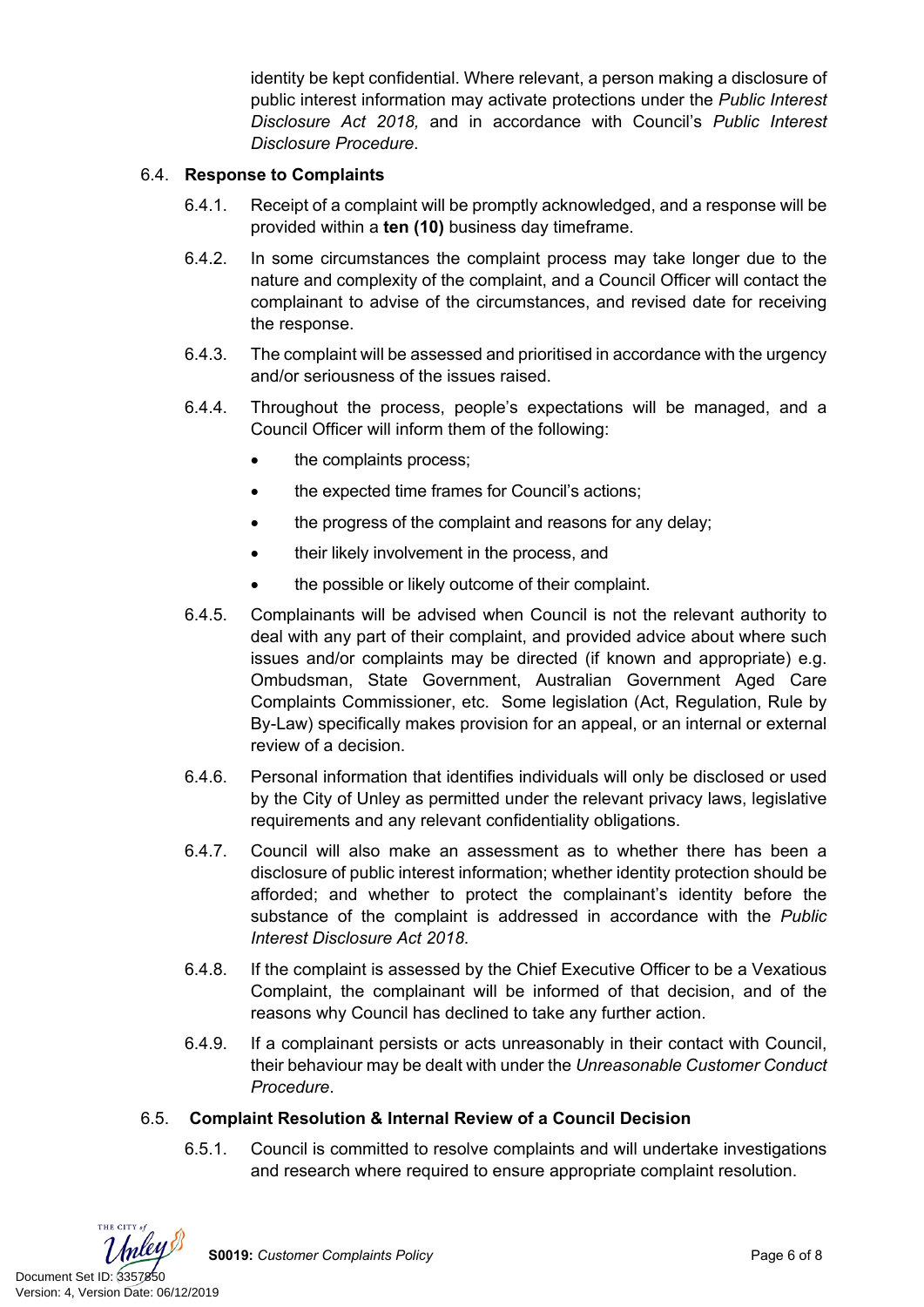identity be kept confidential. Where relevant, a person making a disclosure of public interest information may activate protections under the *Public Interest Disclosure Act 2018,* and in accordance with Council's *Public Interest Disclosure Procedure*.

### 6.4. Response to Complaints

6.4.1. Receipt of a complaint will be promptly acknowledged, and a response will be provided within a **ten (10)** business day timeframe.

6.4.2. In some circumstances the complaint process may take longer due to the nature and complexity of the complaint, and a Council Officer will contact the complainant to advise of the circumstances, and revised date for receiving the response.

6.4.3. The complaint will be assessed and prioritised in accordance with the urgency and/or seriousness of the issues raised.

6.4.4. Throughout the process, people's expectations will be managed, and a Council Officer will inform them of the following:

- the complaints process;
- the expected time frames for Council's actions;
- the progress of the complaint and reasons for any delay;
- their likely involvement in the process, and
- the possible or likely outcome of their complaint.

6.4.5. Complainants will be advised when Council is not the relevant authority to deal with any part of their complaint, and provided advice about where such issues and/or complaints may be directed (if known and appropriate) e.g. Ombudsman, State Government, Australian Government Aged Care Complaints Commissioner, etc. Some legislation (Act, Regulation, Rule by By-Law) specifically makes provision for an appeal, or an internal or external review of a decision.

6.4.6. Personal information that identifies individuals will only be disclosed or used by the City of Unley as permitted under the relevant privacy laws, legislative requirements and any relevant confidentiality obligations.

6.4.7. Council will also make an assessment as to whether there has been a disclosure of public interest information; whether identity protection should be afforded; and whether to protect the complainant's identity before the substance of the complaint is addressed in accordance with the *Public Interest Disclosure Act 2018*.

6.4.8. If the complaint is assessed by the Chief Executive Officer to be a Vexatious Complaint, the complainant will be informed of that decision, and of the reasons why Council has declined to take any further action.

6.4.9. If a complainant persists or acts unreasonably in their contact with Council, their behaviour may be dealt with under the *Unreasonable Customer Conduct Procedure*.

### 6.5. Complaint Resolution & Internal Review of a Council Decision

6.5.1. Council is committed to resolve complaints and will undertake investigations and research where required to ensure appropriate complaint resolution.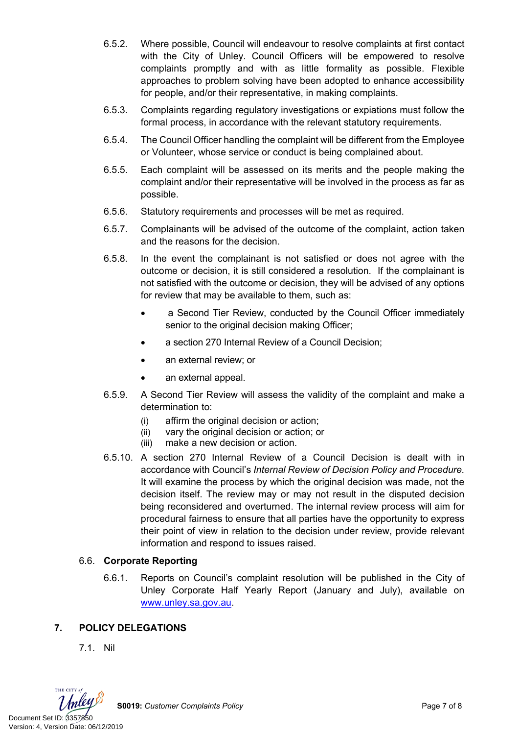6.5.2. Where possible, Council will endeavour to resolve complaints at first contact with the City of Unley. Council Officers will be empowered to resolve complaints promptly and with as little formality as possible. Flexible approaches to problem solving have been adopted to enhance accessibility for people, and/or their representative, in making complaints.

6.5.3. Complaints regarding regulatory investigations or expiations must follow the formal process, in accordance with the relevant statutory requirements.

6.5.4. The Council Officer handling the complaint will be different from the Employee or Volunteer, whose service or conduct is being complained about.

6.5.5. Each complaint will be assessed on its merits and the people making the complaint and/or their representative will be involved in the process as far as possible.

6.5.6. Statutory requirements and processes will be met as required.

6.5.7. Complainants will be advised of the outcome of the complaint, action taken and the reasons for the decision.

6.5.8. In the event the complainant is not satisfied or does not agree with the outcome or decision, it is still considered a resolution. If the complainant is not satisfied with the outcome or decision, they will be advised of any options for review that may be available to them, such as:

- a Second Tier Review, conducted by the Council Officer immediately senior to the original decision making Officer;
- a section 270 Internal Review of a Council Decision;
- an external review; or
- an external appeal.

6.5.9. A Second Tier Review will assess the validity of the complaint and make a determination to:

(i) affirm the original decision or action;
(ii) vary the original decision or action; or
(iii) make a new decision or action.

6.5.10. A section 270 Internal Review of a Council Decision is dealt with in accordance with Council's *Internal Review of Decision Policy and Procedure*. It will examine the process by which the original decision was made, not the decision itself. The review may or may not result in the disputed decision being reconsidered and overturned. The internal review process will aim for procedural fairness to ensure that all parties have the opportunity to express their point of view in relation to the decision under review, provide relevant information and respond to issues raised.

### 6.6. Corporate Reporting

6.6.1. Reports on Council's complaint resolution will be published in the City of Unley Corporate Half Yearly Report (January and July), available on www.unley.sa.gov.au.

## 7. POLICY DELEGATIONS

7.1. Nil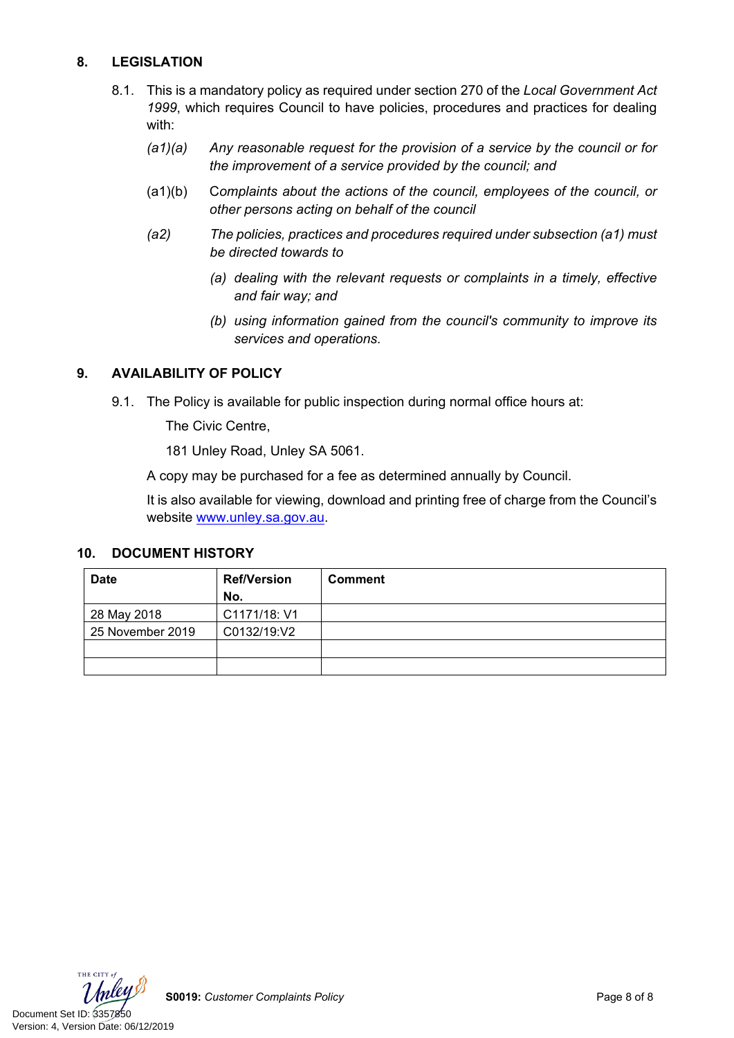## 8. LEGISLATION

8.1. This is a mandatory policy as required under section 270 of the *Local Government Act 1999*, which requires Council to have policies, procedures and practices for dealing with:

*(a1)(a)* *Any reasonable request for the provision of a service by the council or for the improvement of a service provided by the council; and*

(a1)(b) C*omplaints about the actions of the council, employees of the council, or other persons acting on behalf of the council*

*(a2)* *The policies, practices and procedures required under subsection (a1) must be directed towards to*

*(a) dealing with the relevant requests or complaints in a timely, effective and fair way; and*

*(b) using information gained from the council's community to improve its services and operations.*

## 9. AVAILABILITY OF POLICY

9.1. The Policy is available for public inspection during normal office hours at:

The Civic Centre,

181 Unley Road, Unley SA 5061.

A copy may be purchased for a fee as determined annually by Council.

It is also available for viewing, download and printing free of charge from the Council's website www.unley.sa.gov.au.

## 10. DOCUMENT HISTORY

| Date | Ref/Version No. | Comment |
|---|---|---|
| 28 May 2018 | C1171/18: V1 | |
| 25 November 2019 | C0132/19:V2 | |
| | | |
| | | |